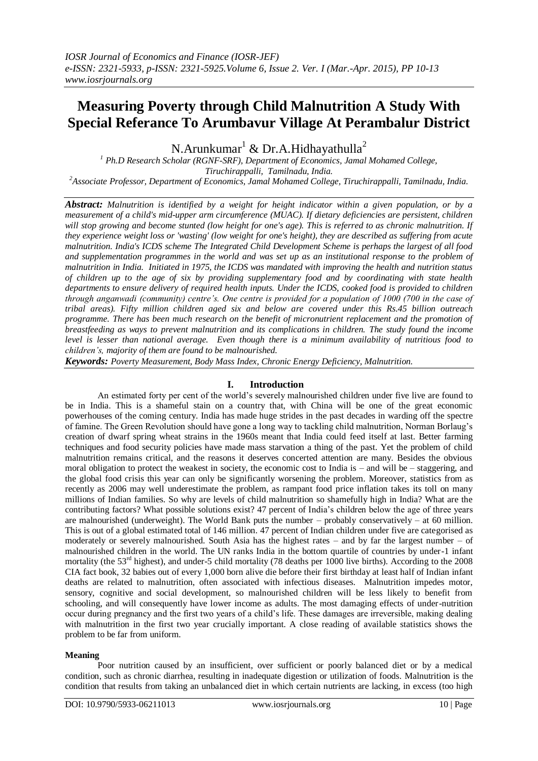# Measuring Poverty through Child Malnutrition A Study With Special Referance To Arumbavur Village At Perambalur District

N.Arunkumar[1] & Dr.A.Hidhayathulla[2]

[1] Ph.D Research Scholar (RGNF-SRF), Department of Economics, Jamal Mohamed College, Tiruchirappalli, Tamilnadu, India.
[2] Associate Professor, Department of Economics, Jamal Mohamed College, Tiruchirappalli, Tamilnadu, India.

***Abstract:*** *Malnutrition is identified by a weight for height indicator within a given population, or by a measurement of a child's mid-upper arm circumference (MUAC). If dietary deficiencies are persistent, children will stop growing and become stunted (low height for one's age). This is referred to as chronic malnutrition. If they experience weight loss or 'wasting' (low weight for one's height), they are described as suffering from acute malnutrition. India's ICDS scheme The Integrated Child Development Scheme is perhaps the largest of all food and supplementation programmes in the world and was set up as an institutional response to the problem of malnutrition in India. Initiated in 1975, the ICDS was mandated with improving the health and nutrition status of children up to the age of six by providing supplementary food and by coordinating with state health departments to ensure delivery of required health inputs. Under the ICDS, cooked food is provided to children through anganwadi (community) centre's. One centre is provided for a population of 1000 (700 in the case of tribal areas). Fifty million children aged six and below are covered under this Rs.45 billion outreach programme. There has been much research on the benefit of micronutrient replacement and the promotion of breastfeeding as ways to prevent malnutrition and its complications in children. The study found the income level is lesser than national average. Even though there is a minimum availability of nutritious food to children's, majority of them are found to be malnourished.*

***Keywords:*** *Poverty Measurement, Body Mass Index, Chronic Energy Deficiency, Malnutrition.*

## I. Introduction

An estimated forty per cent of the world's severely malnourished children under five live are found to be in India. This is a shameful stain on a country that, with China will be one of the great economic powerhouses of the coming century. India has made huge strides in the past decades in warding off the spectre of famine. The Green Revolution should have gone a long way to tackling child malnutrition, Norman Borlaug's creation of dwarf spring wheat strains in the 1960s meant that India could feed itself at last. Better farming techniques and food security policies have made mass starvation a thing of the past. Yet the problem of child malnutrition remains critical, and the reasons it deserves concerted attention are many. Besides the obvious moral obligation to protect the weakest in society, the economic cost to India is – and will be – staggering, and the global food crisis this year can only be significantly worsening the problem. Moreover, statistics from as recently as 2006 may well underestimate the problem, as rampant food price inflation takes its toll on many millions of Indian families. So why are levels of child malnutrition so shamefully high in India? What are the contributing factors? What possible solutions exist? 47 percent of India's children below the age of three years are malnourished (underweight). The World Bank puts the number – probably conservatively – at 60 million. This is out of a global estimated total of 146 million. 47 percent of Indian children under five are categorised as moderately or severely malnourished. South Asia has the highest rates – and by far the largest number – of malnourished children in the world. The UN ranks India in the bottom quartile of countries by under-1 infant mortality (the 53rd highest), and under-5 child mortality (78 deaths per 1000 live births). According to the 2008 CIA fact book, 32 babies out of every 1,000 born alive die before their first birthday at least half of Indian infant deaths are related to malnutrition, often associated with infectious diseases. Malnutrition impedes motor, sensory, cognitive and social development, so malnourished children will be less likely to benefit from schooling, and will consequently have lower income as adults. The most damaging effects of under-nutrition occur during pregnancy and the first two years of a child's life. These damages are irreversible, making dealing with malnutrition in the first two year crucially important. A close reading of available statistics shows the problem to be far from uniform.

**Meaning**

Poor nutrition caused by an insufficient, over sufficient or poorly balanced diet or by a medical condition, such as chronic diarrhea, resulting in inadequate digestion or utilization of foods. Malnutrition is the condition that results from taking an unbalanced diet in which certain nutrients are lacking, in excess (too high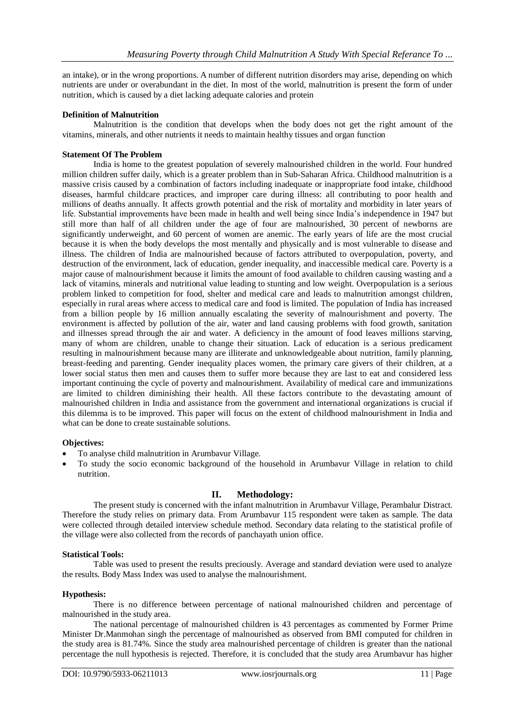an intake), or in the wrong proportions. A number of different nutrition disorders may arise, depending on which nutrients are under or overabundant in the diet. In most of the world, malnutrition is present the form of under nutrition, which is caused by a diet lacking adequate calories and protein

**Definition of Malnutrition**

Malnutrition is the condition that develops when the body does not get the right amount of the vitamins, minerals, and other nutrients it needs to maintain healthy tissues and organ function

**Statement Of The Problem**

India is home to the greatest population of severely malnourished children in the world. Four hundred million children suffer daily, which is a greater problem than in Sub-Saharan Africa. Childhood malnutrition is a massive crisis caused by a combination of factors including inadequate or inappropriate food intake, childhood diseases, harmful childcare practices, and improper care during illness: all contributing to poor health and millions of deaths annually. It affects growth potential and the risk of mortality and morbidity in later years of life. Substantial improvements have been made in health and well being since India's independence in 1947 but still more than half of all children under the age of four are malnourished, 30 percent of newborns are significantly underweight, and 60 percent of women are anemic. The early years of life are the most crucial because it is when the body develops the most mentally and physically and is most vulnerable to disease and illness. The children of India are malnourished because of factors attributed to overpopulation, poverty, and destruction of the environment, lack of education, gender inequality, and inaccessible medical care. Poverty is a major cause of malnourishment because it limits the amount of food available to children causing wasting and a lack of vitamins, minerals and nutritional value leading to stunting and low weight. Overpopulation is a serious problem linked to competition for food, shelter and medical care and leads to malnutrition amongst children, especially in rural areas where access to medical care and food is limited. The population of India has increased from a billion people by 16 million annually escalating the severity of malnourishment and poverty. The environment is affected by pollution of the air, water and land causing problems with food growth, sanitation and illnesses spread through the air and water. A deficiency in the amount of food leaves millions starving, many of whom are children, unable to change their situation. Lack of education is a serious predicament resulting in malnourishment because many are illiterate and unknowledgeable about nutrition, family planning, breast-feeding and parenting. Gender inequality places women, the primary care givers of their children, at a lower social status then men and causes them to suffer more because they are last to eat and considered less important continuing the cycle of poverty and malnourishment. Availability of medical care and immunizations are limited to children diminishing their health. All these factors contribute to the devastating amount of malnourished children in India and assistance from the government and international organizations is crucial if this dilemma is to be improved. This paper will focus on the extent of childhood malnourishment in India and what can be done to create sustainable solutions.

**Objectives:**

- To analyse child malnutrition in Arumbavur Village.
- To study the socio economic background of the household in Arumbavur Village in relation to child nutrition.

## II. Methodology:

The present study is concerned with the infant malnutrition in Arumbavur Village, Perambalur Distract. Therefore the study relies on primary data. From Arumbavur 115 respondent were taken as sample. The data were collected through detailed interview schedule method. Secondary data relating to the statistical profile of the village were also collected from the records of panchayath union office.

**Statistical Tools:**

Table was used to present the results preciously. Average and standard deviation were used to analyze the results. Body Mass Index was used to analyse the malnourishment.

**Hypothesis:**

There is no difference between percentage of national malnourished children and percentage of malnourished in the study area.

The national percentage of malnourished children is 43 percentages as commented by Former Prime Minister Dr.Manmohan singh the percentage of malnourished as observed from BMI computed for children in the study area is 81.74%. Since the study area malnourished percentage of children is greater than the national percentage the null hypothesis is rejected. Therefore, it is concluded that the study area Arumbavur has higher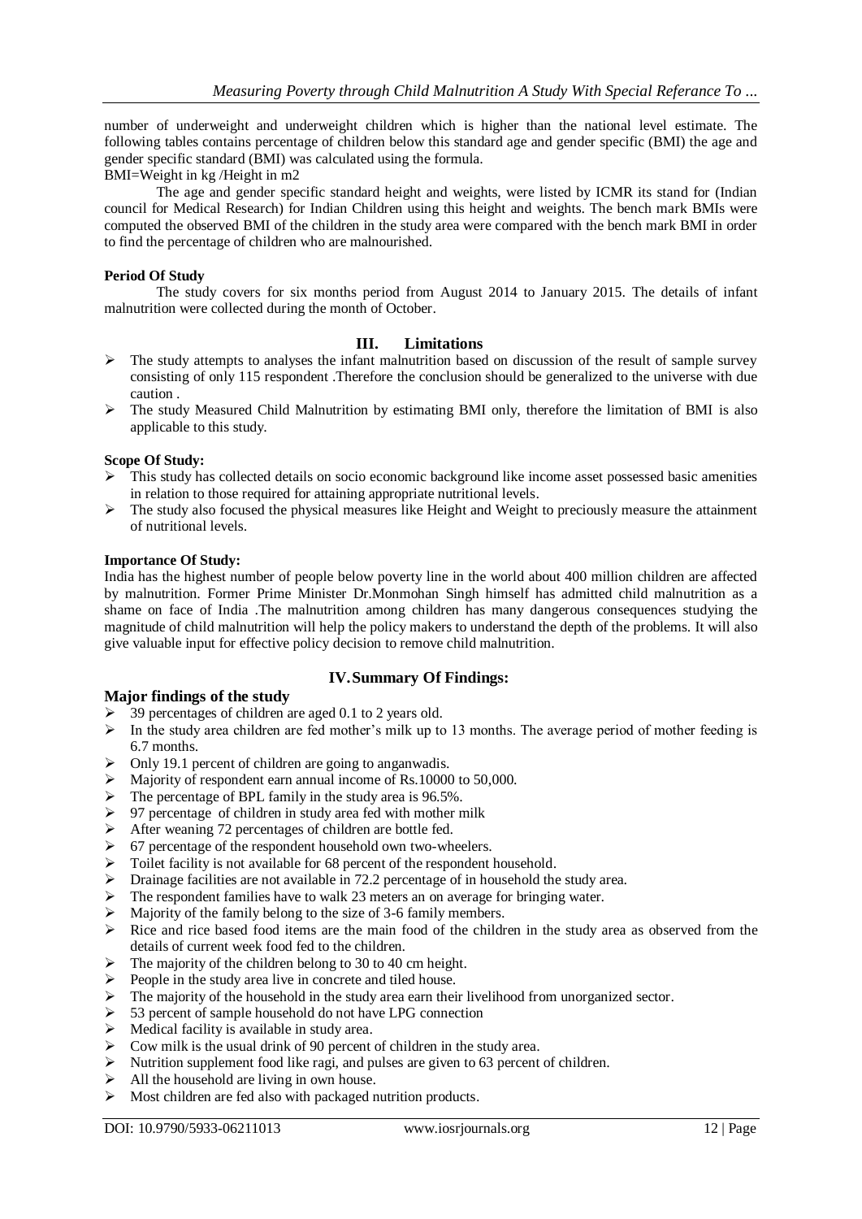number of underweight and underweight children which is higher than the national level estimate. The following tables contains percentage of children below this standard age and gender specific (BMI) the age and gender specific standard (BMI) was calculated using the formula.

BMI=Weight in kg /Height in m2

The age and gender specific standard height and weights, were listed by ICMR its stand for (Indian council for Medical Research) for Indian Children using this height and weights. The bench mark BMIs were computed the observed BMI of the children in the study area were compared with the bench mark BMI in order to find the percentage of children who are malnourished.

**Period Of Study**

The study covers for six months period from August 2014 to January 2015. The details of infant malnutrition were collected during the month of October.

## III. Limitations

- The study attempts to analyses the infant malnutrition based on discussion of the result of sample survey consisting of only 115 respondent .Therefore the conclusion should be generalized to the universe with due caution .
- The study Measured Child Malnutrition by estimating BMI only, therefore the limitation of BMI is also applicable to this study.

**Scope Of Study:**

- This study has collected details on socio economic background like income asset possessed basic amenities in relation to those required for attaining appropriate nutritional levels.
- The study also focused the physical measures like Height and Weight to preciously measure the attainment of nutritional levels.

**Importance Of Study:**

India has the highest number of people below poverty line in the world about 400 million children are affected by malnutrition. Former Prime Minister Dr.Monmohan Singh himself has admitted child malnutrition as a shame on face of India .The malnutrition among children has many dangerous consequences studying the magnitude of child malnutrition will help the policy makers to understand the depth of the problems. It will also give valuable input for effective policy decision to remove child malnutrition.

## IV. Summary Of Findings:

### Major findings of the study

- 39 percentages of children are aged 0.1 to 2 years old.
- In the study area children are fed mother's milk up to 13 months. The average period of mother feeding is 6.7 months.
- Only 19.1 percent of children are going to anganwadis.
- Majority of respondent earn annual income of Rs.10000 to 50,000.
- The percentage of BPL family in the study area is 96.5%.
- 97 percentage of children in study area fed with mother milk
- After weaning 72 percentages of children are bottle fed.
- 67 percentage of the respondent household own two-wheelers.
- Toilet facility is not available for 68 percent of the respondent household.
- Drainage facilities are not available in 72.2 percentage of in household the study area.
- The respondent families have to walk 23 meters an on average for bringing water.
- Majority of the family belong to the size of 3-6 family members.
- Rice and rice based food items are the main food of the children in the study area as observed from the details of current week food fed to the children.
- The majority of the children belong to 30 to 40 cm height.
- People in the study area live in concrete and tiled house.
- The majority of the household in the study area earn their livelihood from unorganized sector.
- 53 percent of sample household do not have LPG connection
- Medical facility is available in study area.
- Cow milk is the usual drink of 90 percent of children in the study area.
- Nutrition supplement food like ragi, and pulses are given to 63 percent of children.
- All the household are living in own house.
- Most children are fed also with packaged nutrition products.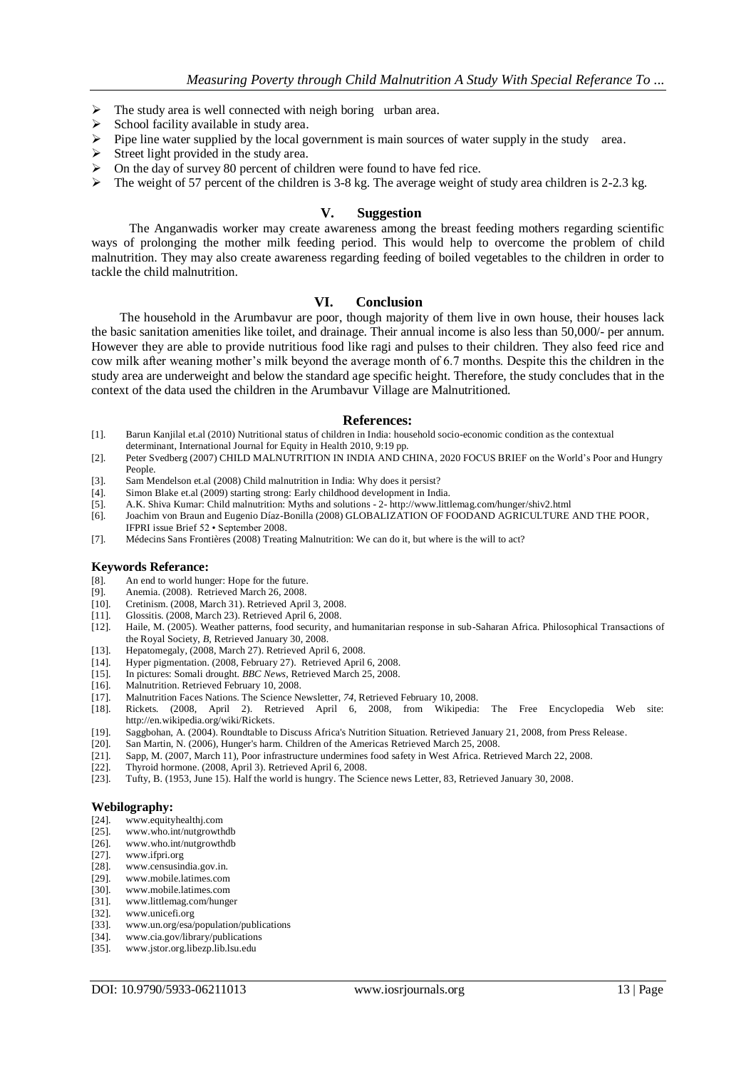- The study area is well connected with neigh boring urban area.
- School facility available in study area.
- Pipe line water supplied by the local government is main sources of water supply in the study area.
- Street light provided in the study area.
- On the day of survey 80 percent of children were found to have fed rice.
- The weight of 57 percent of the children is 3-8 kg. The average weight of study area children is 2-2.3 kg.

## V. Suggestion

The Anganwadis worker may create awareness among the breast feeding mothers regarding scientific ways of prolonging the mother milk feeding period. This would help to overcome the problem of child malnutrition. They may also create awareness regarding feeding of boiled vegetables to the children in order to tackle the child malnutrition.

## VI. Conclusion

The household in the Arumbavur are poor, though majority of them live in own house, their houses lack the basic sanitation amenities like toilet, and drainage. Their annual income is also less than 50,000/- per annum. However they are able to provide nutritious food like ragi and pulses to their children. They also feed rice and cow milk after weaning mother's milk beyond the average month of 6.7 months. Despite this the children in the study area are underweight and below the standard age specific height. Therefore, the study concludes that in the context of the data used the children in the Arumbavur Village are Malnutritioned.

## References:

[1]. Barun Kanjilal et.al (2010) Nutritional status of children in India: household socio-economic condition as the contextual determinant, International Journal for Equity in Health 2010, 9:19 pp.
[2]. Peter Svedberg (2007) CHILD MALNUTRITION IN INDIA AND CHINA, 2020 FOCUS BRIEF on the World's Poor and Hungry People.
[3]. Sam Mendelson et.al (2008) Child malnutrition in India: Why does it persist?
[4]. Simon Blake et.al (2009) starting strong: Early childhood development in India.
[5]. A.K. Shiva Kumar: Child malnutrition: Myths and solutions - 2- http://www.littlemag.com/hunger/shiv2.html
[6]. Joachim von Braun and Eugenio Díaz-Bonilla (2008) GLOBALIZATION OF FOODAND AGRICULTURE AND THE POOR, IFPRI issue Brief 52 • September 2008.
[7]. Médecins Sans Frontières (2008) Treating Malnutrition: We can do it, but where is the will to act?

### Keywords Referance:

[8]. An end to world hunger: Hope for the future.
[9]. Anemia. (2008). Retrieved March 26, 2008.
[10]. Cretinism. (2008, March 31). Retrieved April 3, 2008.
[11]. Glossitis. (2008, March 23). Retrieved April 6, 2008.
[12]. Haile, M. (2005). Weather patterns, food security, and humanitarian response in sub-Saharan Africa. Philosophical Transactions of the Royal Society, *B*, Retrieved January 30, 2008.
[13]. Hepatomegaly, (2008, March 27). Retrieved April 6, 2008.
[14]. Hyper pigmentation. (2008, February 27). Retrieved April 6, 2008.
[15]. In pictures: Somali drought. *BBC News*, Retrieved March 25, 2008.
[16]. Malnutrition. Retrieved February 10, 2008.
[17]. Malnutrition Faces Nations. The Science Newsletter, *74*, Retrieved February 10, 2008.
[18]. Rickets. (2008, April 2). Retrieved April 6, 2008, from Wikipedia: The Free Encyclopedia Web site: http://en.wikipedia.org/wiki/Rickets.
[19]. Saggbohan, A. (2004). Roundtable to Discuss Africa's Nutrition Situation. Retrieved January 21, 2008, from Press Release.
[20]. San Martin, N. (2006), Hunger's harm. Children of the Americas Retrieved March 25, 2008.
[21]. Sapp, M. (2007, March 11), Poor infrastructure undermines food safety in West Africa. Retrieved March 22, 2008.
[22]. Thyroid hormone. (2008, April 3). Retrieved April 6, 2008.
[23]. Tufty, B. (1953, June 15). Half the world is hungry. The Science news Letter, 83, Retrieved January 30, 2008.

### Webilography:

[24]. www.equityhealthj.com
[25]. www.who.int/nutgrowthdb
[26]. www.who.int/nutgrowthdb
[27]. www.ifpri.org
[28]. www.censusindia.gov.in.
[29]. www.mobile.latimes.com
[30]. www.mobile.latimes.com
[31]. www.littlemag.com/hunger
[32]. www.unicefi.org
[33]. www.un.org/esa/population/publications
[34]. www.cia.gov/library/publications
[35]. www.jstor.org.libezp.lib.lsu.edu